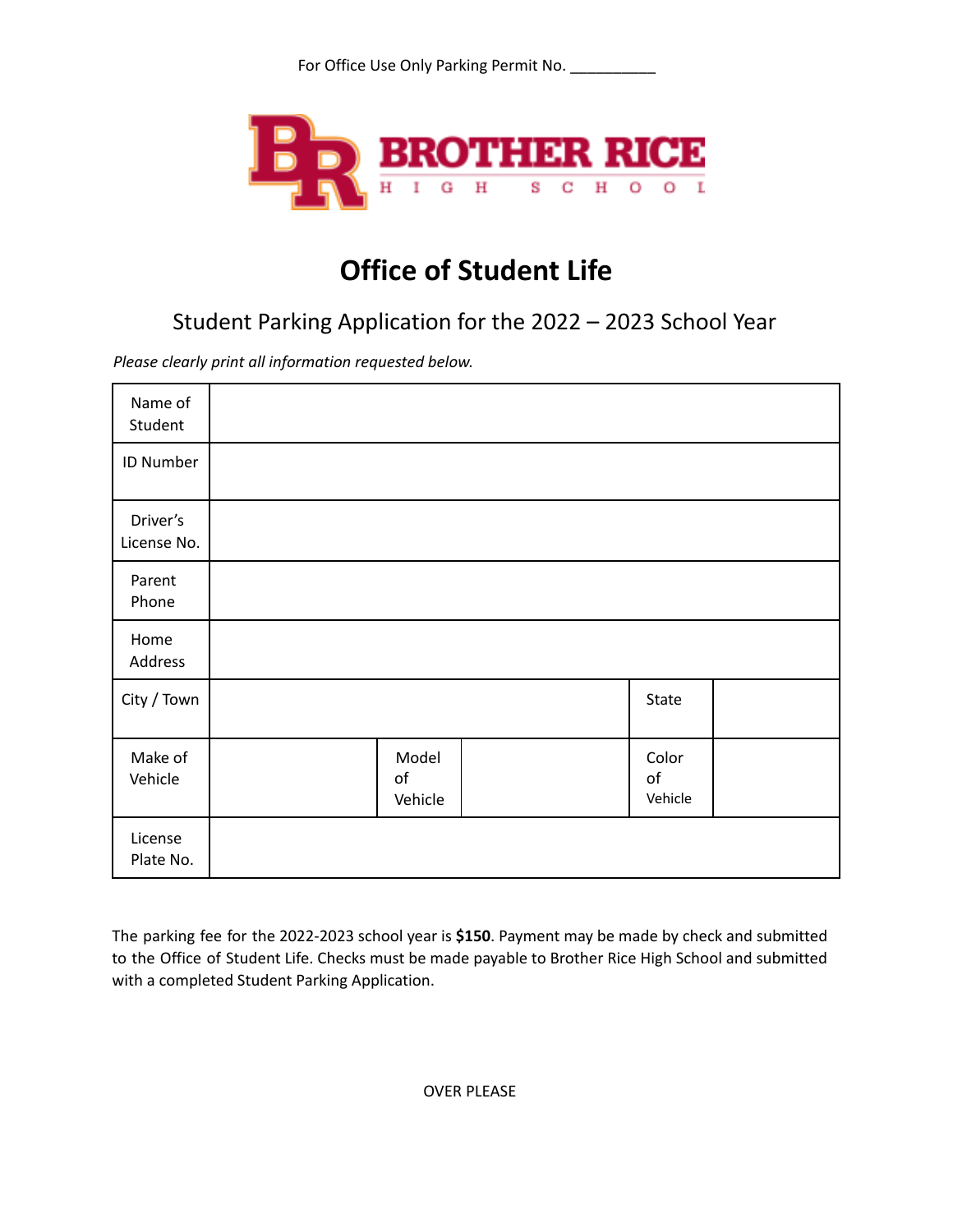For Office Use Only Parking Permit No. __________

BROTHER RICE HIGH SCHOOL

# Office of Student Life

## Student Parking Application for the 2022 – 2023 School Year

*Please clearly print all information requested below.*

| | | | | | |
|---|---|---|---|---|---|
| Name of Student | | | | | |
| ID Number | | | | | |
| Driver's License No. | | | | | |
| Parent Phone | | | | | |
| Home Address | | | | | |
| City / Town | | | | State | |
| Make of Vehicle | | Model of Vehicle | | Color of Vehicle | |
| License Plate No. | | | | | |

The parking fee for the 2022-2023 school year is **$150**. Payment may be made by check and submitted to the Office of Student Life. Checks must be made payable to Brother Rice High School and submitted with a completed Student Parking Application.

OVER PLEASE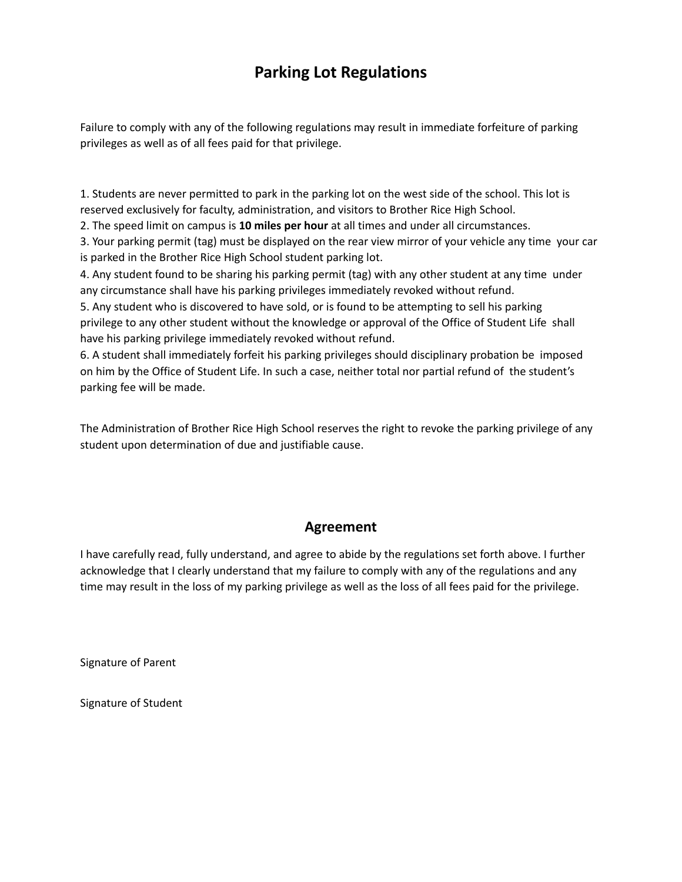# Parking Lot Regulations

Failure to comply with any of the following regulations may result in immediate forfeiture of parking privileges as well as of all fees paid for that privilege.

1. Students are never permitted to park in the parking lot on the west side of the school. This lot is reserved exclusively for faculty, administration, and visitors to Brother Rice High School.
2. The speed limit on campus is **10 miles per hour** at all times and under all circumstances.
3. Your parking permit (tag) must be displayed on the rear view mirror of your vehicle any time your car is parked in the Brother Rice High School student parking lot.
4. Any student found to be sharing his parking permit (tag) with any other student at any time under any circumstance shall have his parking privileges immediately revoked without refund.
5. Any student who is discovered to have sold, or is found to be attempting to sell his parking privilege to any other student without the knowledge or approval of the Office of Student Life shall have his parking privilege immediately revoked without refund.
6. A student shall immediately forfeit his parking privileges should disciplinary probation be imposed on him by the Office of Student Life. In such a case, neither total nor partial refund of the student's parking fee will be made.

The Administration of Brother Rice High School reserves the right to revoke the parking privilege of any student upon determination of due and justifiable cause.

## Agreement

I have carefully read, fully understand, and agree to abide by the regulations set forth above. I further acknowledge that I clearly understand that my failure to comply with any of the regulations and any time may result in the loss of my parking privilege as well as the loss of all fees paid for the privilege.

Signature of Parent

Signature of Student